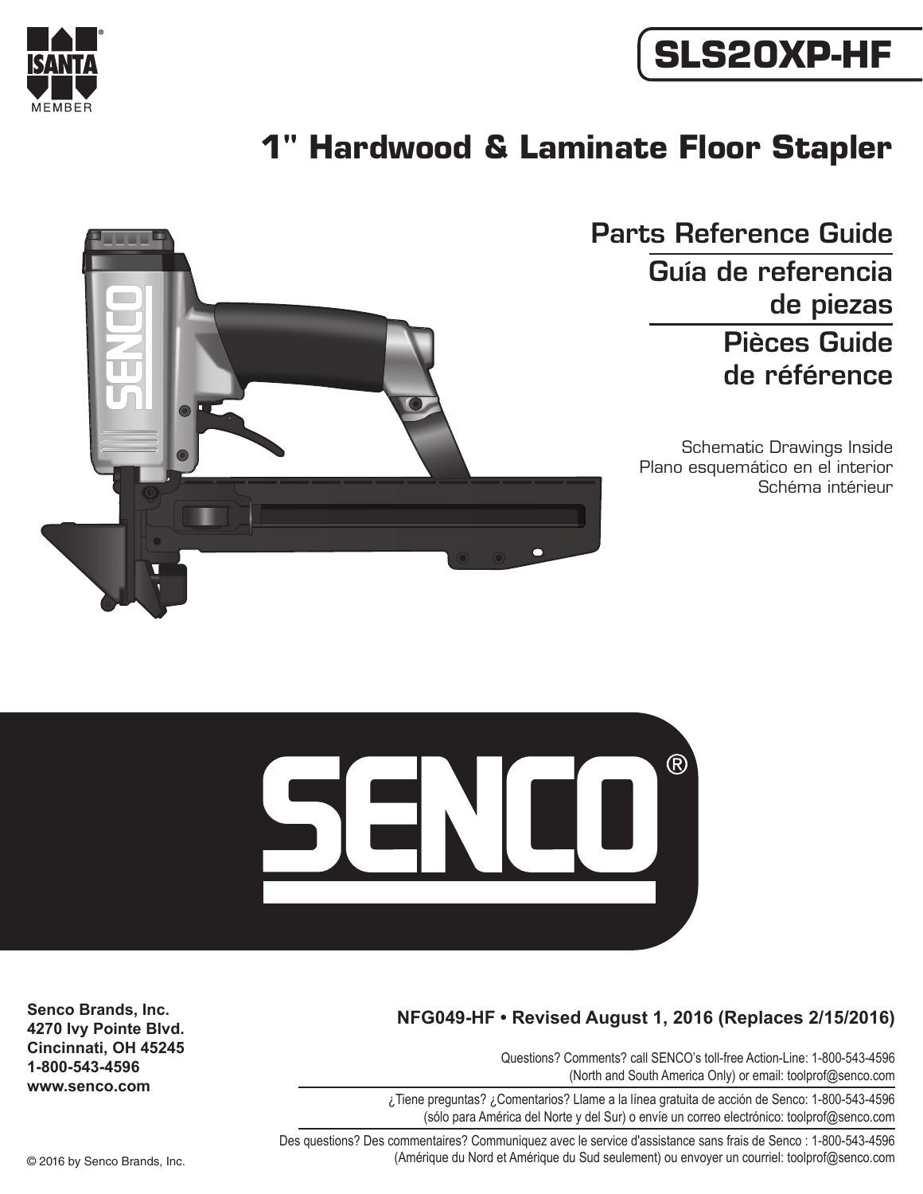ISANTA MEMBER

# SLS20XP-HF

# 1" Hardwood & Laminate Floor Stapler

## Parts Reference Guide

## Guía de referencia de piezas

## Pièces Guide de référence

Schematic Drawings Inside
Plano esquemático en el interior
Schéma intérieur

SENCO®

**Senco Brands, Inc.**
**4270 Ivy Pointe Blvd.**
**Cincinnati, OH 45245**
**1-800-543-4596**
**www.senco.com**

**NFG049-HF • Revised August 1, 2016 (Replaces 2/15/2016)**

Questions? Comments? call SENCO's toll-free Action-Line: 1-800-543-4596 (North and South America Only) or email: toolprof@senco.com

¿Tiene preguntas? ¿Comentarios? Llame a la línea gratuita de acción de Senco: 1-800-543-4596 (sólo para América del Norte y del Sur) o envíe un correo electrónico: toolprof@senco.com

Des questions? Des commentaires? Communiquez avec le service d'assistance sans frais de Senco : 1-800-543-4596 (Amérique du Nord et Amérique du Sud seulement) ou envoyer un courriel: toolprof@senco.com

© 2016 by Senco Brands, Inc.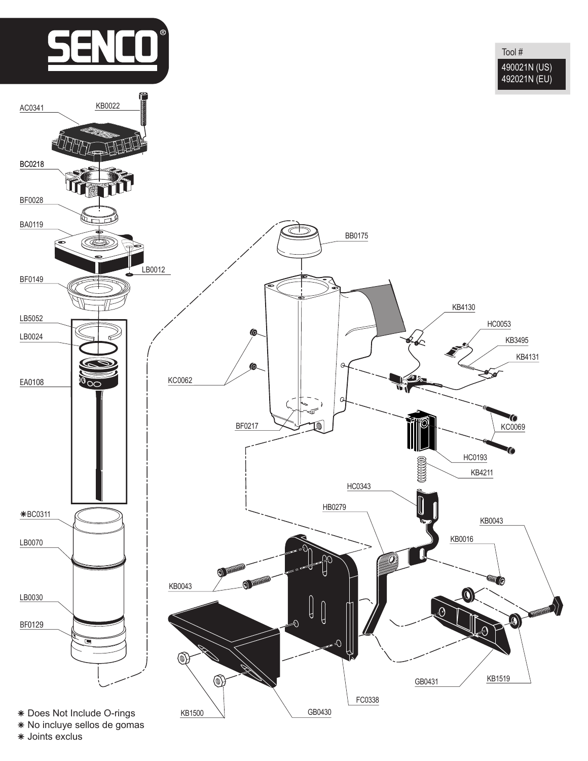# SENCO®

| Tool # |
| --- |
| 490021N (US) |
| 492021N (EU) |

AC0341
KB0022
BC0218
BF0028
BA0119
LB0012
BF0149
LB5052
LB0024
EA0108
*BC0311
LB0070
LB0030
BF0129
BB0175
KB4130
HC0053
KB3495
KB4131
KC0062
BF0217
KC0069
HC0193
KB4211
HC0343
HB0279
KB0043
KB0016
KB0043
GB0431
KB1519
FC0338
KB1500
GB0430

* Does Not Include O-rings
* No incluye sellos de gomas
* Joints exclus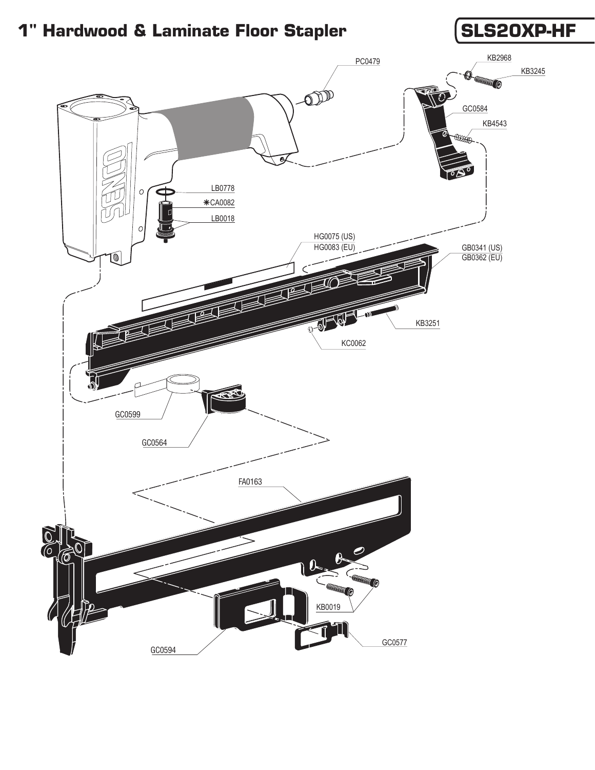# 1" Hardwood & Laminate Floor Stapler

## SLS20XP-HF

PC0479

KB2968

KB3245

GC0584

KB4543

LB0778

✱CA0082

LB0018

HG0075 (US)
HG0083 (EU)

GB0341 (US)
GB0362 (EU)

KB3251

KC0062

GC0599

GC0564

FA0163

KB0019

GC0577

GC0594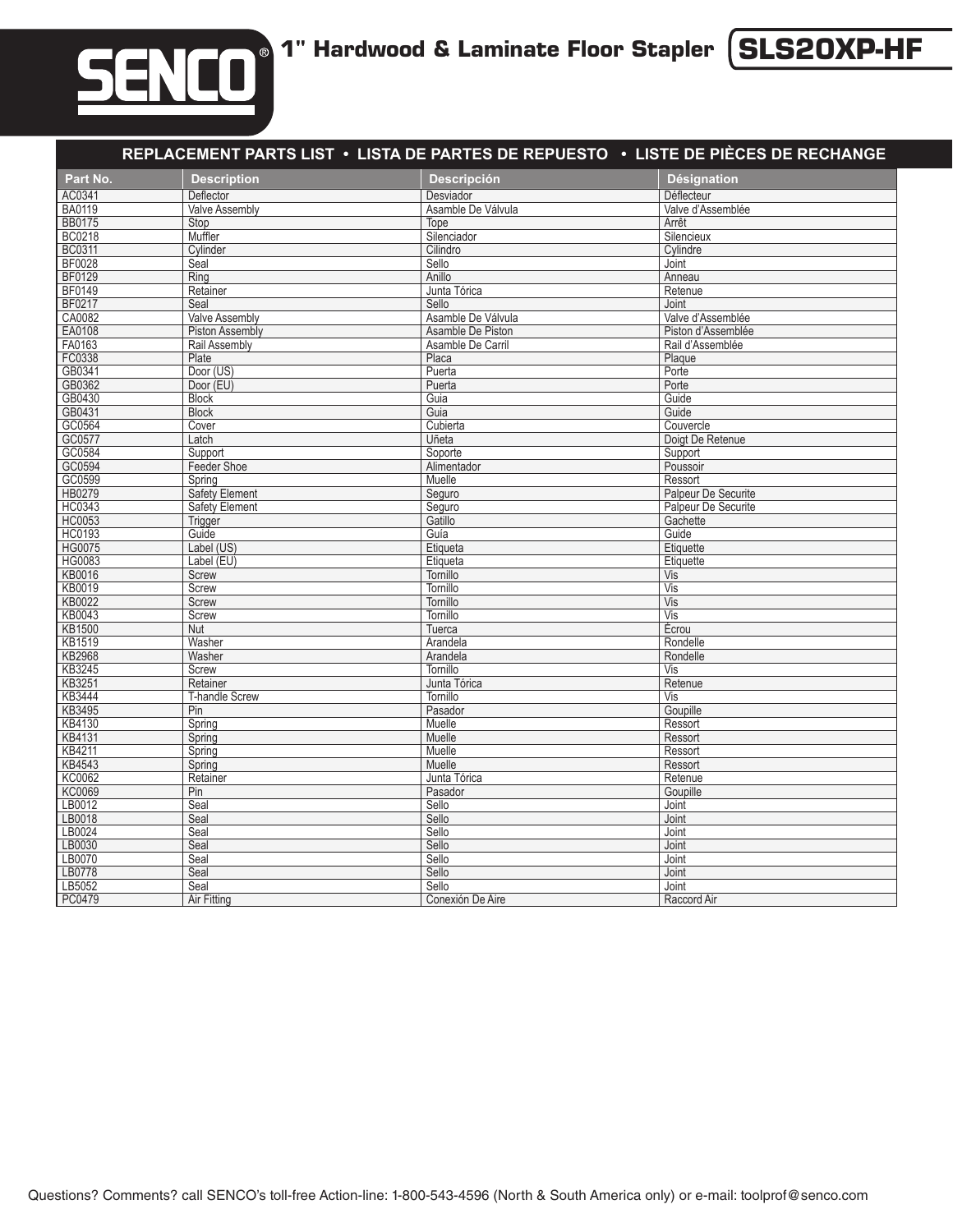# SENCO® 1" Hardwood & Laminate Floor Stapler SLS20XP-HF

## REPLACEMENT PARTS LIST • LISTA DE PARTES DE REPUESTO • LISTE DE PIÈCES DE RECHANGE

| Part No. | Description | Descripción | Désignation |
|---|---|---|---|
| AC0341 | Deflector | Desviador | Déflecteur |
| BA0119 | Valve Assembly | Asamble De Válvula | Valve d'Assemblée |
| BB0175 | Stop | Tope | Arrêt |
| BC0218 | Muffler | Silenciador | Silencieux |
| BC0311 | Cylinder | Cilindro | Cylindre |
| BF0028 | Seal | Sello | Joint |
| BF0129 | Ring | Anillo | Anneau |
| BF0149 | Retainer | Junta Tórica | Retenue |
| BF0217 | Seal | Sello | Joint |
| CA0082 | Valve Assembly | Asamble De Válvula | Valve d'Assemblée |
| EA0108 | Piston Assembly | Asamble De Piston | Piston d'Assemblée |
| FA0163 | Rail Assembly | Asamble De Carril | Rail d'Assemblée |
| FC0338 | Plate | Placa | Plaque |
| GB0341 | Door (US) | Puerta | Porte |
| GB0362 | Door (EU) | Puerta | Porte |
| GB0430 | Block | Guia | Guide |
| GB0431 | Block | Guia | Guide |
| GC0564 | Cover | Cubierta | Couvercle |
| GC0577 | Latch | Uñeta | Doigt De Retenue |
| GC0584 | Support | Soporte | Support |
| GC0594 | Feeder Shoe | Alimentador | Poussoir |
| GC0599 | Spring | Muelle | Ressort |
| HB0279 | Safety Element | Seguro | Palpeur De Securite |
| HC0343 | Safety Element | Seguro | Palpeur De Securite |
| HC0053 | Trigger | Gatillo | Gachette |
| HC0193 | Guide | Guía | Guide |
| HG0075 | Label (US) | Etiqueta | Etiquette |
| HG0083 | Label (EU) | Etiqueta | Etiquette |
| KB0016 | Screw | Tornillo | Vis |
| KB0019 | Screw | Tornillo | Vis |
| KB0022 | Screw | Tornillo | Vis |
| KB0043 | Screw | Tornillo | Vis |
| KB1500 | Nut | Tuerca | Écrou |
| KB1519 | Washer | Arandela | Rondelle |
| KB2968 | Washer | Arandela | Rondelle |
| KB3245 | Screw | Tornillo | Vis |
| KB3251 | Retainer | Junta Tórica | Retenue |
| KB3444 | T-handle Screw | Tornillo | Vis |
| KB3495 | Pin | Pasador | Goupille |
| KB4130 | Spring | Muelle | Ressort |
| KB4131 | Spring | Muelle | Ressort |
| KB4211 | Spring | Muelle | Ressort |
| KB4543 | Spring | Muelle | Ressort |
| KC0062 | Retainer | Junta Tórica | Retenue |
| KC0069 | Pin | Pasador | Goupille |
| LB0012 | Seal | Sello | Joint |
| LB0018 | Seal | Sello | Joint |
| LB0024 | Seal | Sello | Joint |
| LB0030 | Seal | Sello | Joint |
| LB0070 | Seal | Sello | Joint |
| LB0778 | Seal | Sello | Joint |
| LB5052 | Seal | Sello | Joint |
| PC0479 | Air Fitting | Conexión De Aire | Raccord Air |

Questions? Comments? call SENCO's toll-free Action-line: 1-800-543-4596 (North & South America only) or e-mail: toolprof@senco.com